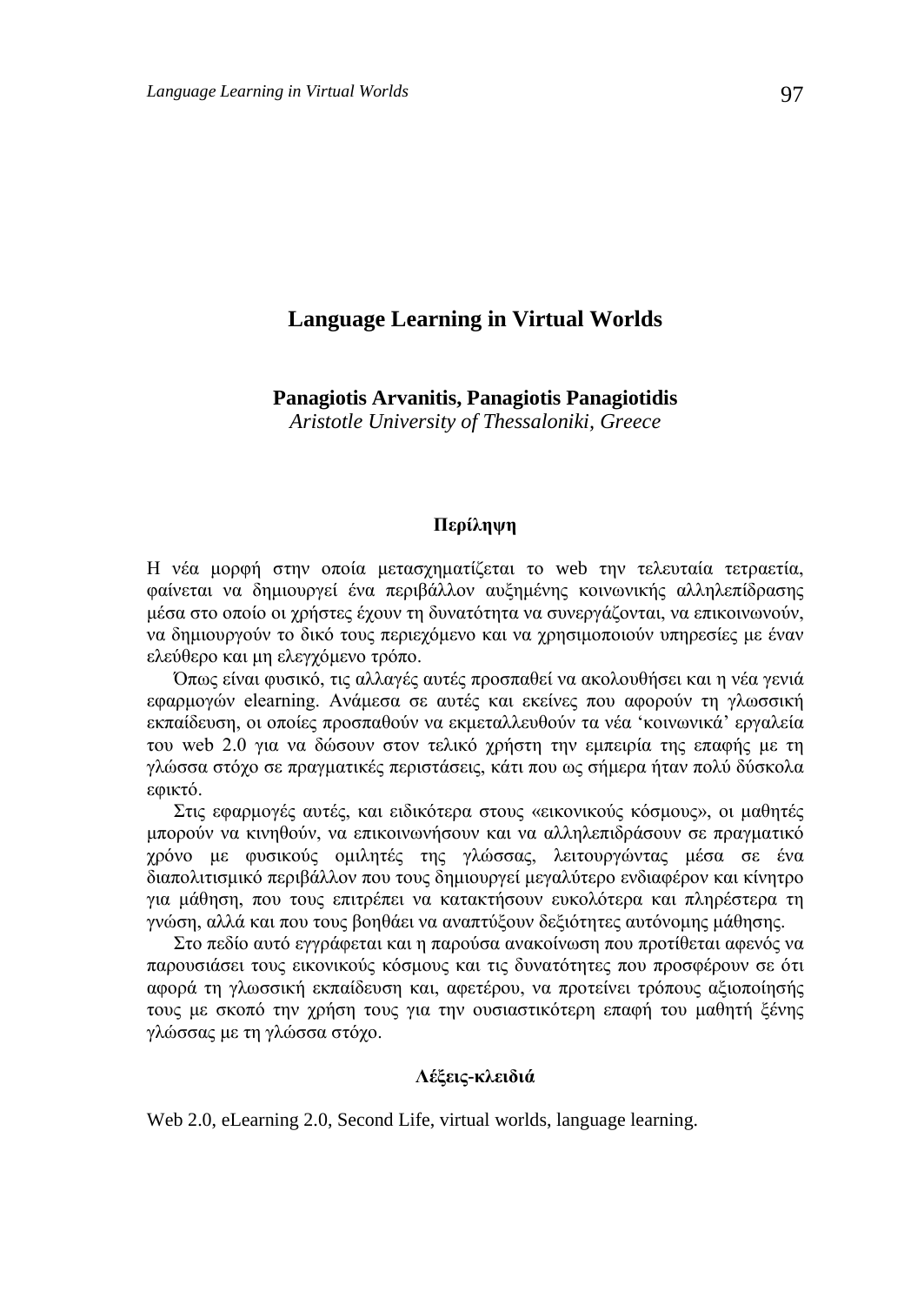# Language Learning in Virtual Worlds

**Panagiotis Arvanitis, Panagiotis Panagiotidis**
*Aristotle University of Thessaloniki, Greece*

### Περίληψη

Η νέα μορφή στην οποία μετασχηματίζεται το web την τελευταία τετραετία, φαίνεται να δημιουργεί ένα περιβάλλον αυξημένης κοινωνικής αλληλεπίδρασης μέσα στο οποίο οι χρήστες έχουν τη δυνατότητα να συνεργάζονται, να επικοινωνούν, να δημιουργούν το δικό τους περιεχόμενο και να χρησιμοποιούν υπηρεσίες με έναν ελεύθερο και μη ελεγχόμενο τρόπο.

Όπως είναι φυσικό, τις αλλαγές αυτές προσπαθεί να ακολουθήσει και η νέα γενιά εφαρμογών elearning. Ανάμεσα σε αυτές και εκείνες που αφορούν τη γλωσσική εκπαίδευση, οι οποίες προσπαθούν να εκμεταλλευθούν τα νέα 'κοινωνικά' εργαλεία του web 2.0 για να δώσουν στον τελικό χρήστη την εμπειρία της επαφής με τη γλώσσα στόχο σε πραγματικές περιστάσεις, κάτι που ως σήμερα ήταν πολύ δύσκολα εφικτό.

Στις εφαρμογές αυτές, και ειδικότερα στους «εικονικούς κόσμους», οι μαθητές μπορούν να κινηθούν, να επικοινωνήσουν και να αλληλεπιδράσουν σε πραγματικό χρόνο με φυσικούς ομιλητές της γλώσσας, λειτουργώντας μέσα σε ένα διαπολιτισμικό περιβάλλον που τους δημιουργεί μεγαλύτερο ενδιαφέρον και κίνητρο για μάθηση, που τους επιτρέπει να κατακτήσουν ευκολότερα και πληρέστερα τη γνώση, αλλά και που τους βοηθάει να αναπτύξουν δεξιότητες αυτόνομης μάθησης.

Στο πεδίο αυτό εγγράφεται και η παρούσα ανακοίνωση που προτίθεται αφενός να παρουσιάσει τους εικονικούς κόσμους και τις δυνατότητες που προσφέρουν σε ότι αφορά τη γλωσσική εκπαίδευση και, αφετέρου, να προτείνει τρόπους αξιοποίησής τους με σκοπό την χρήση τους για την ουσιαστικότερη επαφή του μαθητή ξένης γλώσσας με τη γλώσσα στόχο.

### Λέξεις-κλειδιά

Web 2.0, eLearning 2.0, Second Life, virtual worlds, language learning.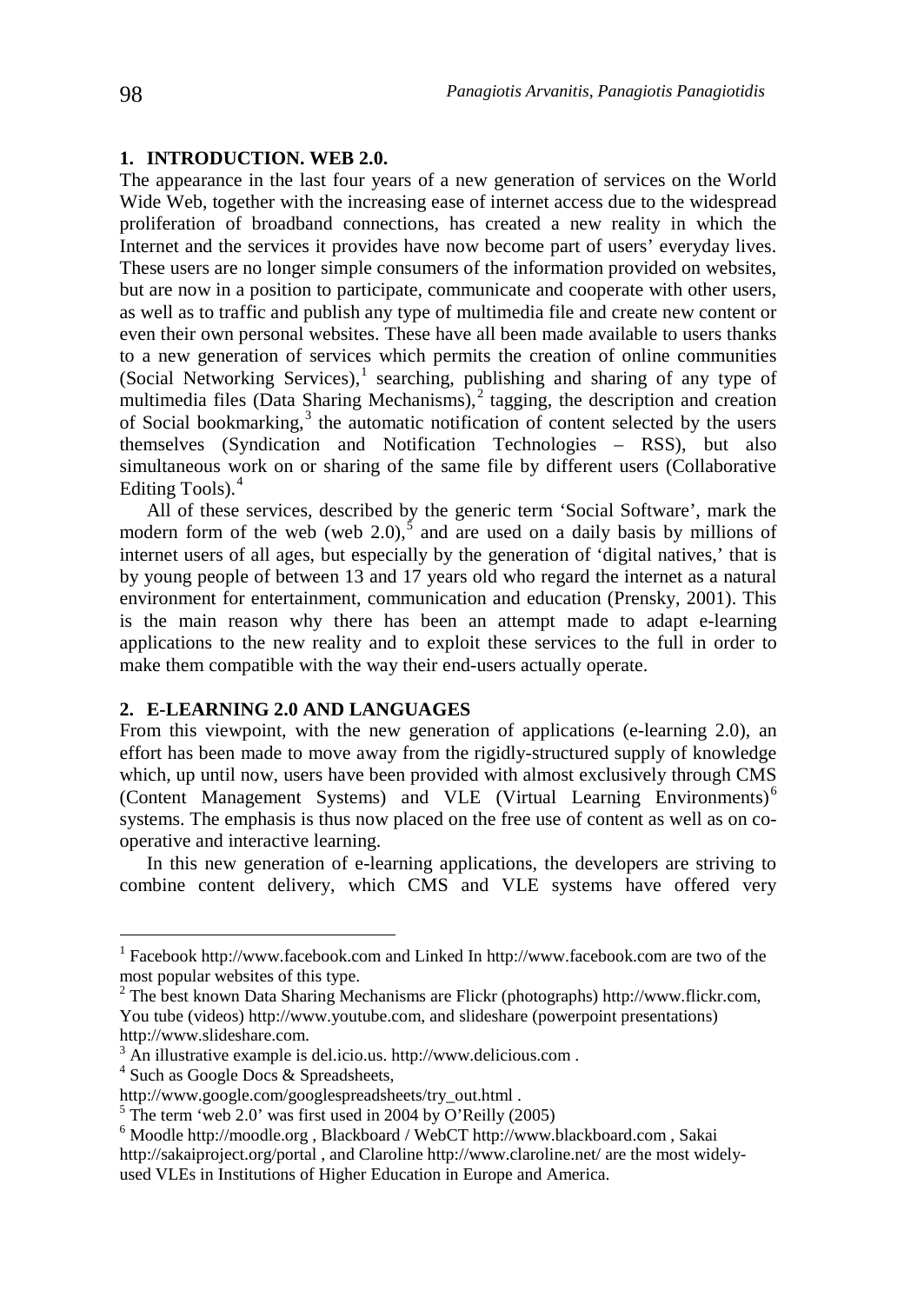## 1. INTRODUCTION. WEB 2.0.

The appearance in the last four years of a new generation of services on the World Wide Web, together with the increasing ease of internet access due to the widespread proliferation of broadband connections, has created a new reality in which the Internet and the services it provides have now become part of users' everyday lives. These users are no longer simple consumers of the information provided on websites, but are now in a position to participate, communicate and cooperate with other users, as well as to traffic and publish any type of multimedia file and create new content or even their own personal websites. These have all been made available to users thanks to a new generation of services which permits the creation of online communities (Social Networking Services),[1] searching, publishing and sharing of any type of multimedia files (Data Sharing Mechanisms),[2] tagging, the description and creation of Social bookmarking,[3] the automatic notification of content selected by the users themselves (Syndication and Notification Technologies – RSS), but also simultaneous work on or sharing of the same file by different users (Collaborative Editing Tools).[4]

All of these services, described by the generic term 'Social Software', mark the modern form of the web (web 2.0),[5] and are used on a daily basis by millions of internet users of all ages, but especially by the generation of 'digital natives,' that is by young people of between 13 and 17 years old who regard the internet as a natural environment for entertainment, communication and education (Prensky, 2001). This is the main reason why there has been an attempt made to adapt e-learning applications to the new reality and to exploit these services to the full in order to make them compatible with the way their end-users actually operate.

## 2. E-LEARNING 2.0 AND LANGUAGES

From this viewpoint, with the new generation of applications (e-learning 2.0), an effort has been made to move away from the rigidly-structured supply of knowledge which, up until now, users have been provided with almost exclusively through CMS (Content Management Systems) and VLE (Virtual Learning Environments)[6] systems. The emphasis is thus now placed on the free use of content as well as on co-operative and interactive learning.

In this new generation of e-learning applications, the developers are striving to combine content delivery, which CMS and VLE systems have offered very

---

[1] Facebook http://www.facebook.com and Linked In http://www.facebook.com are two of the most popular websites of this type.

[2] The best known Data Sharing Mechanisms are Flickr (photographs) http://www.flickr.com, You tube (videos) http://www.youtube.com, and slideshare (powerpoint presentations) http://www.slideshare.com.

[3] An illustrative example is del.icio.us. http://www.delicious.com .

[4] Such as Google Docs & Spreadsheets, http://www.google.com/googlespreadsheets/try_out.html .

[5] The term 'web 2.0' was first used in 2004 by O'Reilly (2005)

[6] Moodle http://moodle.org , Blackboard / WebCT http://www.blackboard.com , Sakai http://sakaiproject.org/portal , and Claroline http://www.claroline.net/ are the most widely-used VLEs in Institutions of Higher Education in Europe and America.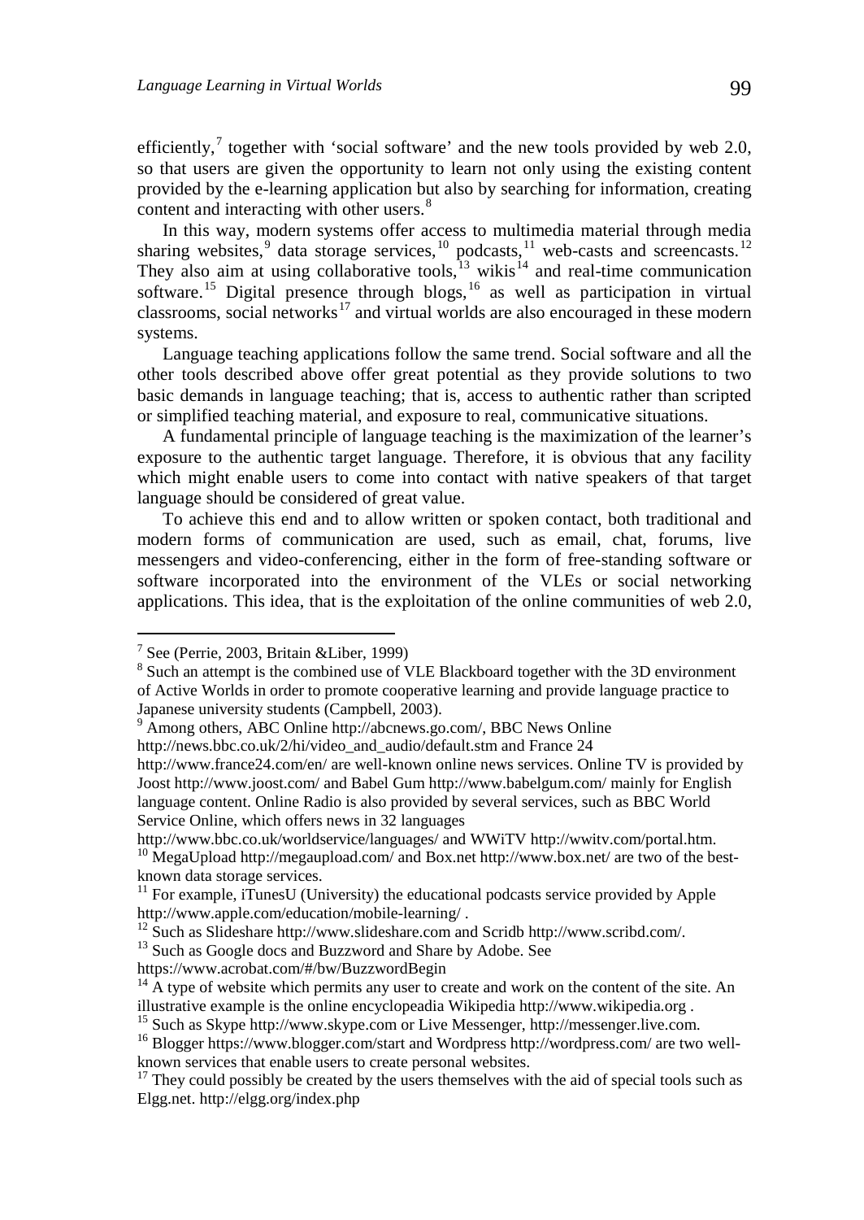efficiently,[7] together with 'social software' and the new tools provided by web 2.0, so that users are given the opportunity to learn not only using the existing content provided by the e-learning application but also by searching for information, creating content and interacting with other users.[8]

In this way, modern systems offer access to multimedia material through media sharing websites,[9] data storage services,[10] podcasts,[11] web-casts and screencasts.[12] They also aim at using collaborative tools,[13] wikis[14] and real-time communication software.[15] Digital presence through blogs,[16] as well as participation in virtual classrooms, social networks[17] and virtual worlds are also encouraged in these modern systems.

Language teaching applications follow the same trend. Social software and all the other tools described above offer great potential as they provide solutions to two basic demands in language teaching; that is, access to authentic rather than scripted or simplified teaching material, and exposure to real, communicative situations.

A fundamental principle of language teaching is the maximization of the learner's exposure to the authentic target language. Therefore, it is obvious that any facility which might enable users to come into contact with native speakers of that target language should be considered of great value.

To achieve this end and to allow written or spoken contact, both traditional and modern forms of communication are used, such as email, chat, forums, live messengers and video-conferencing, either in the form of free-standing software or software incorporated into the environment of the VLEs or social networking applications. This idea, that is the exploitation of the online communities of web 2.0,

---

[7] See (Perrie, 2003, Britain &Liber, 1999)

[8] Such an attempt is the combined use of VLE Blackboard together with the 3D environment of Active Worlds in order to promote cooperative learning and provide language practice to Japanese university students (Campbell, 2003).

[9] Among others, ABC Online http://abcnews.go.com/, BBC News Online http://news.bbc.co.uk/2/hi/video_and_audio/default.stm and France 24 http://www.france24.com/en/ are well-known online news services. Online TV is provided by Joost http://www.joost.com/ and Babel Gum http://www.babelgum.com/ mainly for English language content. Online Radio is also provided by several services, such as BBC World Service Online, which offers news in 32 languages http://www.bbc.co.uk/worldservice/languages/ and WWiTV http://wwitv.com/portal.htm.

[10] MegaUpload http://megaupload.com/ and Box.net http://www.box.net/ are two of the best-known data storage services.

[11] For example, iTunesU (University) the educational podcasts service provided by Apple http://www.apple.com/education/mobile-learning/ .

[12] Such as Slideshare http://www.slideshare.com and Scridb http://www.scribd.com/.

[13] Such as Google docs and Buzzword and Share by Adobe. See https://www.acrobat.com/#/bw/BuzzwordBegin

[14] A type of website which permits any user to create and work on the content of the site. An illustrative example is the online encyclopeadia Wikipedia http://www.wikipedia.org .

[15] Such as Skype http://www.skype.com or Live Messenger, http://messenger.live.com.

[16] Blogger https://www.blogger.com/start and Wordpress http://wordpress.com/ are two well-known services that enable users to create personal websites.

[17] They could possibly be created by the users themselves with the aid of special tools such as Elgg.net. http://elgg.org/index.php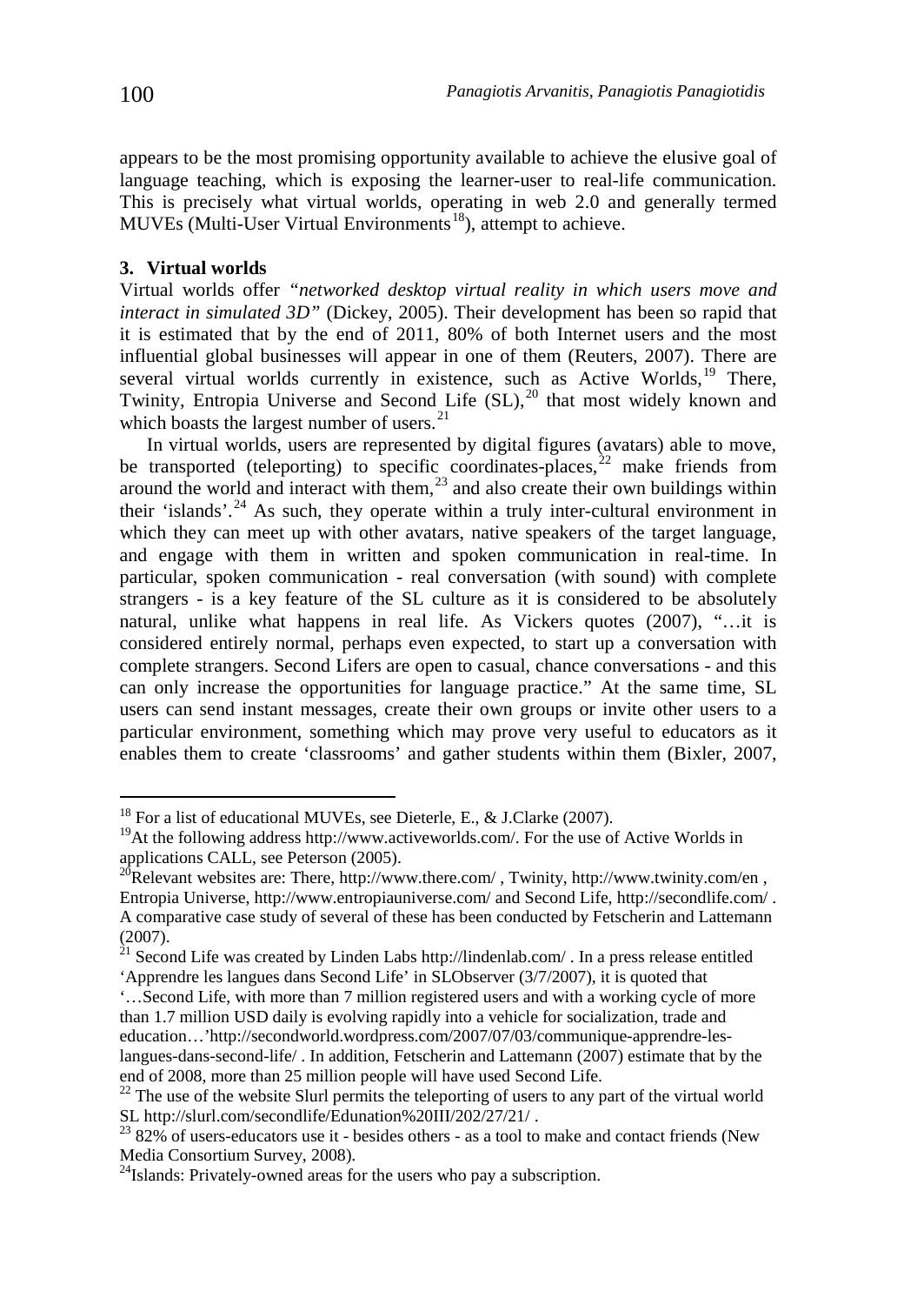appears to be the most promising opportunity available to achieve the elusive goal of language teaching, which is exposing the learner-user to real-life communication. This is precisely what virtual worlds, operating in web 2.0 and generally termed MUVEs (Multi-User Virtual Environments[18]), attempt to achieve.

## 3. Virtual worlds

Virtual worlds offer *"networked desktop virtual reality in which users move and interact in simulated 3D"* (Dickey, 2005). Their development has been so rapid that it is estimated that by the end of 2011, 80% of both Internet users and the most influential global businesses will appear in one of them (Reuters, 2007). There are several virtual worlds currently in existence, such as Active Worlds,[19] There, Twinity, Entropia Universe and Second Life (SL),[20] that most widely known and which boasts the largest number of users.[21]

In virtual worlds, users are represented by digital figures (avatars) able to move, be transported (teleporting) to specific coordinates-places,[22] make friends from around the world and interact with them,[23] and also create their own buildings within their 'islands'.[24] As such, they operate within a truly inter-cultural environment in which they can meet up with other avatars, native speakers of the target language, and engage with them in written and spoken communication in real-time. In particular, spoken communication - real conversation (with sound) with complete strangers - is a key feature of the SL culture as it is considered to be absolutely natural, unlike what happens in real life. As Vickers quotes (2007), "…it is considered entirely normal, perhaps even expected, to start up a conversation with complete strangers. Second Lifers are open to casual, chance conversations - and this can only increase the opportunities for language practice." At the same time, SL users can send instant messages, create their own groups or invite other users to a particular environment, something which may prove very useful to educators as it enables them to create 'classrooms' and gather students within them (Bixler, 2007,

---

[18] For a list of educational MUVEs, see Dieterle, E., & J.Clarke (2007).

[19] At the following address http://www.activeworlds.com/. For the use of Active Worlds in applications CALL, see Peterson (2005).

[20] Relevant websites are: There, http://www.there.com/ , Twinity, http://www.twinity.com/en , Entropia Universe, http://www.entropiauniverse.com/ and Second Life, http://secondlife.com/ . A comparative case study of several of these has been conducted by Fetscherin and Lattemann (2007).

[21] Second Life was created by Linden Labs http://lindenlab.com/ . In a press release entitled 'Apprendre les langues dans Second Life' in SLObserver (3/7/2007), it is quoted that '…Second Life, with more than 7 million registered users and with a working cycle of more than 1.7 million USD daily is evolving rapidly into a vehicle for socialization, trade and education…'http://secondworld.wordpress.com/2007/07/03/communique-apprendre-les-langues-dans-second-life/ . In addition, Fetscherin and Lattemann (2007) estimate that by the end of 2008, more than 25 million people will have used Second Life.

[22] The use of the website Slurl permits the teleporting of users to any part of the virtual world SL http://slurl.com/secondlife/Edunation%20III/202/27/21/ .

[23] 82% of users-educators use it - besides others - as a tool to make and contact friends (New Media Consortium Survey, 2008).

[24] Islands: Privately-owned areas for the users who pay a subscription.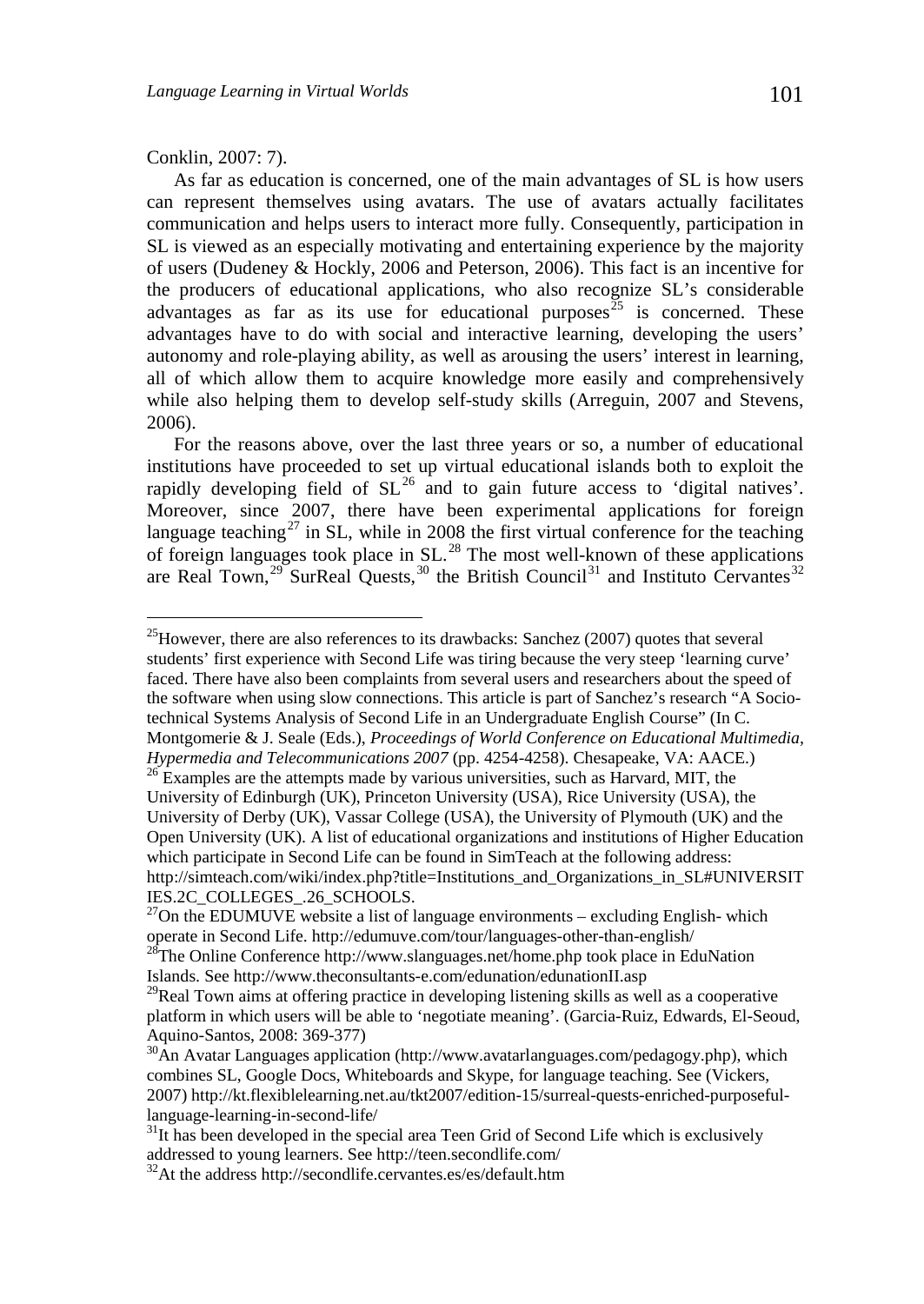Conklin, 2007: 7).

As far as education is concerned, one of the main advantages of SL is how users can represent themselves using avatars. The use of avatars actually facilitates communication and helps users to interact more fully. Consequently, participation in SL is viewed as an especially motivating and entertaining experience by the majority of users (Dudeney & Hockly, 2006 and Peterson, 2006). This fact is an incentive for the producers of educational applications, who also recognize SL's considerable advantages as far as its use for educational purposes[25] is concerned. These advantages have to do with social and interactive learning, developing the users' autonomy and role-playing ability, as well as arousing the users' interest in learning, all of which allow them to acquire knowledge more easily and comprehensively while also helping them to develop self-study skills (Arreguin, 2007 and Stevens, 2006).

For the reasons above, over the last three years or so, a number of educational institutions have proceeded to set up virtual educational islands both to exploit the rapidly developing field of SL[26] and to gain future access to 'digital natives'. Moreover, since 2007, there have been experimental applications for foreign language teaching[27] in SL, while in 2008 the first virtual conference for the teaching of foreign languages took place in SL.[28] The most well-known of these applications are Real Town,[29] SurReal Quests,[30] the British Council[31] and Instituto Cervantes[32]

---

[25]However, there are also references to its drawbacks: Sanchez (2007) quotes that several students' first experience with Second Life was tiring because the very steep 'learning curve' faced. There have also been complaints from several users and researchers about the speed of the software when using slow connections. This article is part of Sanchez's research "A Socio-technical Systems Analysis of Second Life in an Undergraduate English Course" (In C. Montgomerie & J. Seale (Eds.), *Proceedings of World Conference on Educational Multimedia, Hypermedia and Telecommunications 2007* (pp. 4254-4258). Chesapeake, VA: AACE.)

[26] Examples are the attempts made by various universities, such as Harvard, MIT, the University of Edinburgh (UK), Princeton University (USA), Rice University (USA), the University of Derby (UK), Vassar College (USA), the University of Plymouth (UK) and the Open University (UK). A list of educational organizations and institutions of Higher Education which participate in Second Life can be found in SimTeach at the following address: http://simteach.com/wiki/index.php?title=Institutions_and_Organizations_in_SL#UNIVERSITIES.2C_COLLEGES_.26_SCHOOLS.

[27]On the EDUMUVE website a list of language environments – excluding English- which operate in Second Life. http://edumuve.com/tour/languages-other-than-english/

[28]The Online Conference http://www.slanguages.net/home.php took place in EduNation Islands. See http://www.theconsultants-e.com/edunation/edunationII.asp

[29]Real Town aims at offering practice in developing listening skills as well as a cooperative platform in which users will be able to 'negotiate meaning'. (Garcia-Ruiz, Edwards, El-Seoud, Aquino-Santos, 2008: 369-377)

[30]An Avatar Languages application (http://www.avatarlanguages.com/pedagogy.php), which combines SL, Google Docs, Whiteboards and Skype, for language teaching. See (Vickers, 2007) http://kt.flexiblelearning.net.au/tkt2007/edition-15/surreal-quests-enriched-purposeful-language-learning-in-second-life/

[31]It has been developed in the special area Teen Grid of Second Life which is exclusively addressed to young learners. See http://teen.secondlife.com/

[32]At the address http://secondlife.cervantes.es/es/default.htm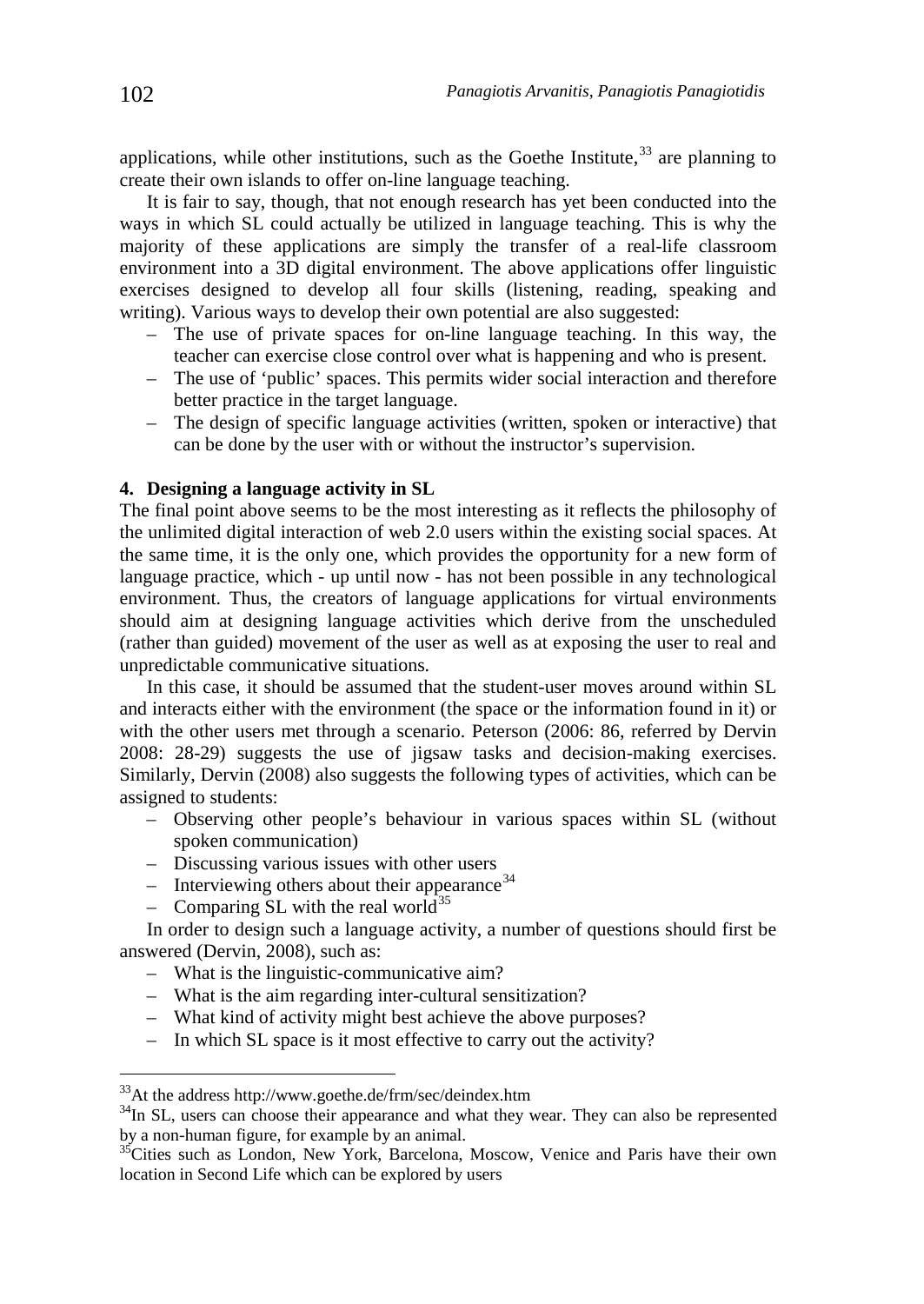applications, while other institutions, such as the Goethe Institute,[33] are planning to create their own islands to offer on-line language teaching.

It is fair to say, though, that not enough research has yet been conducted into the ways in which SL could actually be utilized in language teaching. This is why the majority of these applications are simply the transfer of a real-life classroom environment into a 3D digital environment. The above applications offer linguistic exercises designed to develop all four skills (listening, reading, speaking and writing). Various ways to develop their own potential are also suggested:

– The use of private spaces for on-line language teaching. In this way, the teacher can exercise close control over what is happening and who is present.
– The use of 'public' spaces. This permits wider social interaction and therefore better practice in the target language.
– The design of specific language activities (written, spoken or interactive) that can be done by the user with or without the instructor's supervision.

## 4. Designing a language activity in SL

The final point above seems to be the most interesting as it reflects the philosophy of the unlimited digital interaction of web 2.0 users within the existing social spaces. At the same time, it is the only one, which provides the opportunity for a new form of language practice, which - up until now - has not been possible in any technological environment. Thus, the creators of language applications for virtual environments should aim at designing language activities which derive from the unscheduled (rather than guided) movement of the user as well as at exposing the user to real and unpredictable communicative situations.

In this case, it should be assumed that the student-user moves around within SL and interacts either with the environment (the space or the information found in it) or with the other users met through a scenario. Peterson (2006: 86, referred by Dervin 2008: 28-29) suggests the use of jigsaw tasks and decision-making exercises. Similarly, Dervin (2008) also suggests the following types of activities, which can be assigned to students:

– Observing other people's behaviour in various spaces within SL (without spoken communication)
– Discussing various issues with other users
– Interviewing others about their appearance[34]
– Comparing SL with the real world[35]

In order to design such a language activity, a number of questions should first be answered (Dervin, 2008), such as:

– What is the linguistic-communicative aim?
– What is the aim regarding inter-cultural sensitization?
– What kind of activity might best achieve the above purposes?
– In which SL space is it most effective to carry out the activity?

---

[33] At the address http://www.goethe.de/frm/sec/deindex.htm

[34] In SL, users can choose their appearance and what they wear. They can also be represented by a non-human figure, for example by an animal.

[35] Cities such as London, New York, Barcelona, Moscow, Venice and Paris have their own location in Second Life which can be explored by users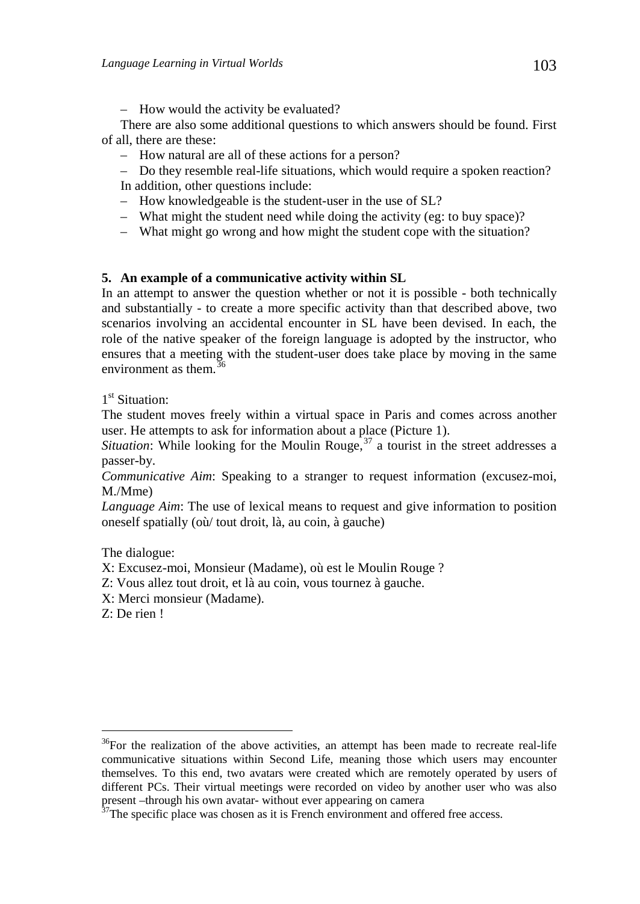– How would the activity be evaluated?

There are also some additional questions to which answers should be found. First of all, there are these:

– How natural are all of these actions for a person?

– Do they resemble real-life situations, which would require a spoken reaction?

In addition, other questions include:

– How knowledgeable is the student-user in the use of SL?

– What might the student need while doing the activity (eg: to buy space)?

– What might go wrong and how might the student cope with the situation?

## 5. An example of a communicative activity within SL

In an attempt to answer the question whether or not it is possible - both technically and substantially - to create a more specific activity than that described above, two scenarios involving an accidental encounter in SL have been devised. In each, the role of the native speaker of the foreign language is adopted by the instructor, who ensures that a meeting with the student-user does take place by moving in the same environment as them.[36]

1st Situation:

The student moves freely within a virtual space in Paris and comes across another user. He attempts to ask for information about a place (Picture 1).

*Situation*: While looking for the Moulin Rouge,[37] a tourist in the street addresses a passer-by.

*Communicative Aim*: Speaking to a stranger to request information (excusez-moi, M./Mme)

*Language Aim*: The use of lexical means to request and give information to position oneself spatially (où/ tout droit, là, au coin, à gauche)

The dialogue:

X: Excusez-moi, Monsieur (Madame), où est le Moulin Rouge ?

Z: Vous allez tout droit, et là au coin, vous tournez à gauche.

X: Merci monsieur (Madame).

Z: De rien !

---

[36] For the realization of the above activities, an attempt has been made to recreate real-life communicative situations within Second Life, meaning those which users may encounter themselves. To this end, two avatars were created which are remotely operated by users of different PCs. Their virtual meetings were recorded on video by another user who was also present –through his own avatar- without ever appearing on camera

[37] The specific place was chosen as it is French environment and offered free access.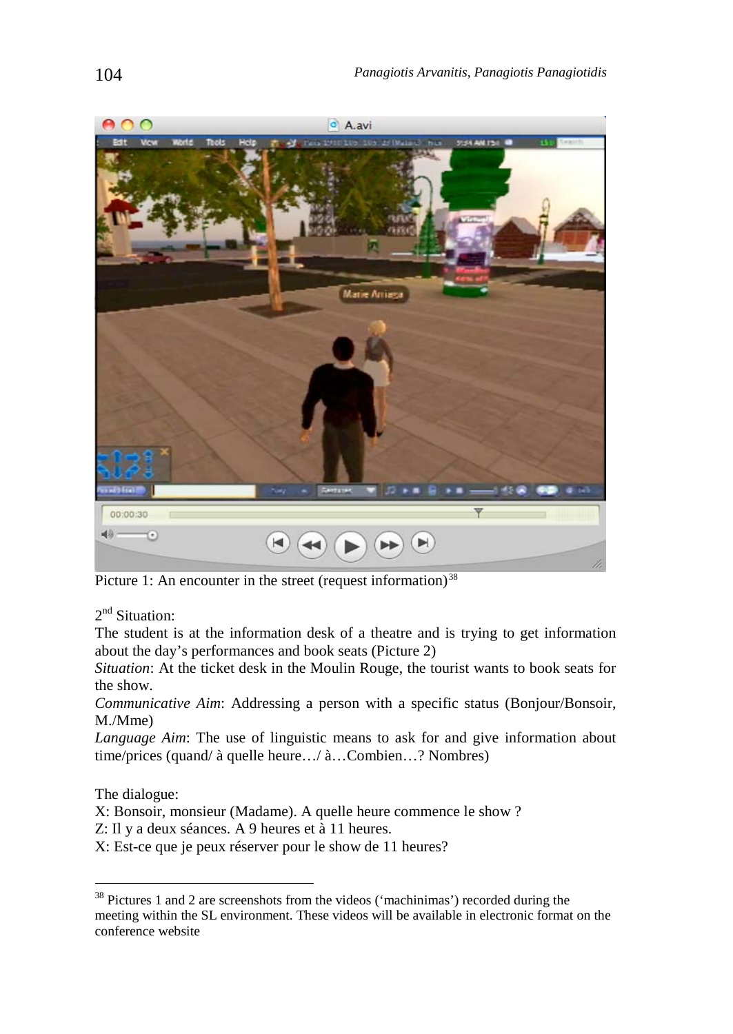Picture 1: An encounter in the street (request information)[38]

2[nd] Situation:

The student is at the information desk of a theatre and is trying to get information about the day's performances and book seats (Picture 2)

*Situation*: At the ticket desk in the Moulin Rouge, the tourist wants to book seats for the show.

*Communicative Aim*: Addressing a person with a specific status (Bonjour/Bonsoir, M./Mme)

*Language Aim*: The use of linguistic means to ask for and give information about time/prices (quand/ à quelle heure…/ à…Combien…? Nombres)

The dialogue:

X: Bonsoir, monsieur (Madame). A quelle heure commence le show ?

Z: Il y a deux séances. A 9 heures et à 11 heures.

X: Est-ce que je peux réserver pour le show de 11 heures?

---

[38] Pictures 1 and 2 are screenshots from the videos ('machinimas') recorded during the meeting within the SL environment. These videos will be available in electronic format on the conference website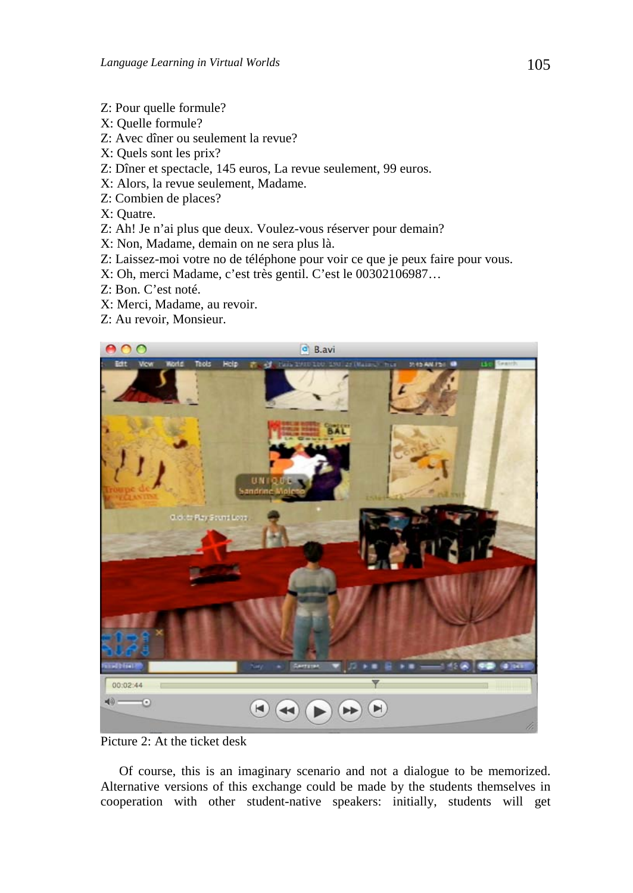Z: Pour quelle formule?
X: Quelle formule?
Z: Avec dîner ou seulement la revue?
X: Quels sont les prix?
Z: Dîner et spectacle, 145 euros, La revue seulement, 99 euros.
X: Alors, la revue seulement, Madame.
Z: Combien de places?
X: Quatre.
Z: Ah! Je n'ai plus que deux. Voulez-vous réserver pour demain?
X: Non, Madame, demain on ne sera plus là.
Z: Laissez-moi votre no de téléphone pour voir ce que je peux faire pour vous.
X: Oh, merci Madame, c'est très gentil. C'est le 00302106987…
Z: Bon. C'est noté.
X: Merci, Madame, au revoir.
Z: Au revoir, Monsieur.

Picture 2: At the ticket desk

Of course, this is an imaginary scenario and not a dialogue to be memorized. Alternative versions of this exchange could be made by the students themselves in cooperation with other student-native speakers: initially, students will get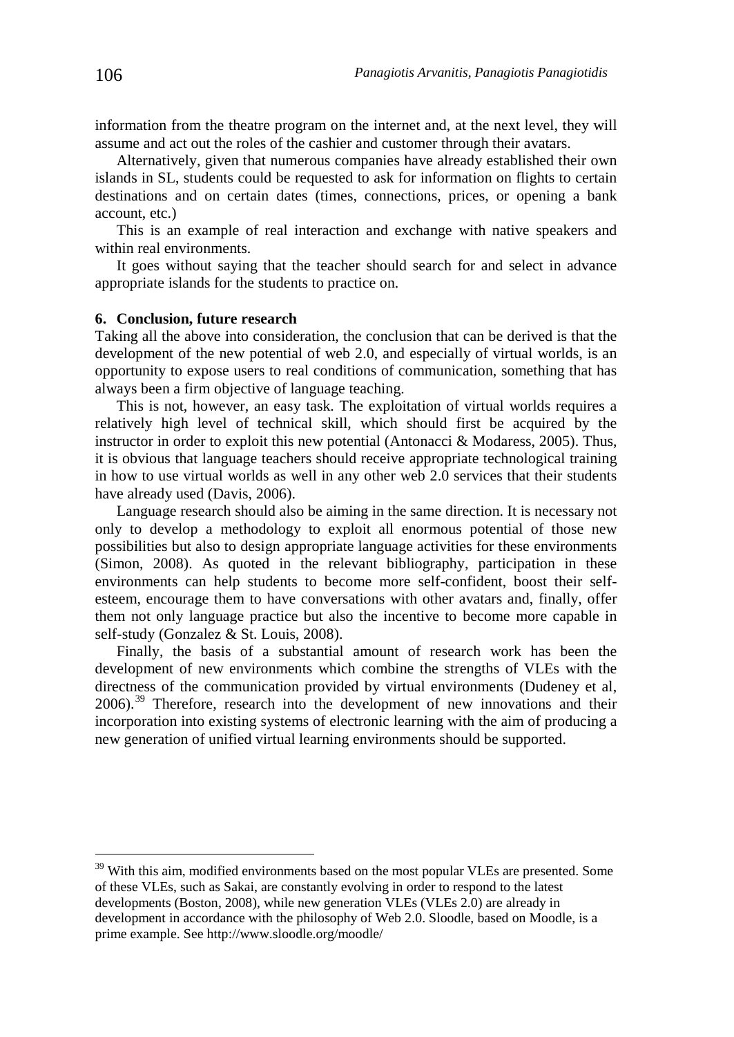information from the theatre program on the internet and, at the next level, they will assume and act out the roles of the cashier and customer through their avatars.

Alternatively, given that numerous companies have already established their own islands in SL, students could be requested to ask for information on flights to certain destinations and on certain dates (times, connections, prices, or opening a bank account, etc.)

This is an example of real interaction and exchange with native speakers and within real environments.

It goes without saying that the teacher should search for and select in advance appropriate islands for the students to practice on.

## 6. Conclusion, future research

Taking all the above into consideration, the conclusion that can be derived is that the development of the new potential of web 2.0, and especially of virtual worlds, is an opportunity to expose users to real conditions of communication, something that has always been a firm objective of language teaching.

This is not, however, an easy task. The exploitation of virtual worlds requires a relatively high level of technical skill, which should first be acquired by the instructor in order to exploit this new potential (Antonacci & Modaress, 2005). Thus, it is obvious that language teachers should receive appropriate technological training in how to use virtual worlds as well in any other web 2.0 services that their students have already used (Davis, 2006).

Language research should also be aiming in the same direction. It is necessary not only to develop a methodology to exploit all enormous potential of those new possibilities but also to design appropriate language activities for these environments (Simon, 2008). As quoted in the relevant bibliography, participation in these environments can help students to become more self-confident, boost their self-esteem, encourage them to have conversations with other avatars and, finally, offer them not only language practice but also the incentive to become more capable in self-study (Gonzalez & St. Louis, 2008).

Finally, the basis of a substantial amount of research work has been the development of new environments which combine the strengths of VLEs with the directness of the communication provided by virtual environments (Dudeney et al, 2006).[39] Therefore, research into the development of new innovations and their incorporation into existing systems of electronic learning with the aim of producing a new generation of unified virtual learning environments should be supported.

---

[39] With this aim, modified environments based on the most popular VLEs are presented. Some of these VLEs, such as Sakai, are constantly evolving in order to respond to the latest developments (Boston, 2008), while new generation VLEs (VLEs 2.0) are already in development in accordance with the philosophy of Web 2.0. Sloodle, based on Moodle, is a prime example. See http://www.sloodle.org/moodle/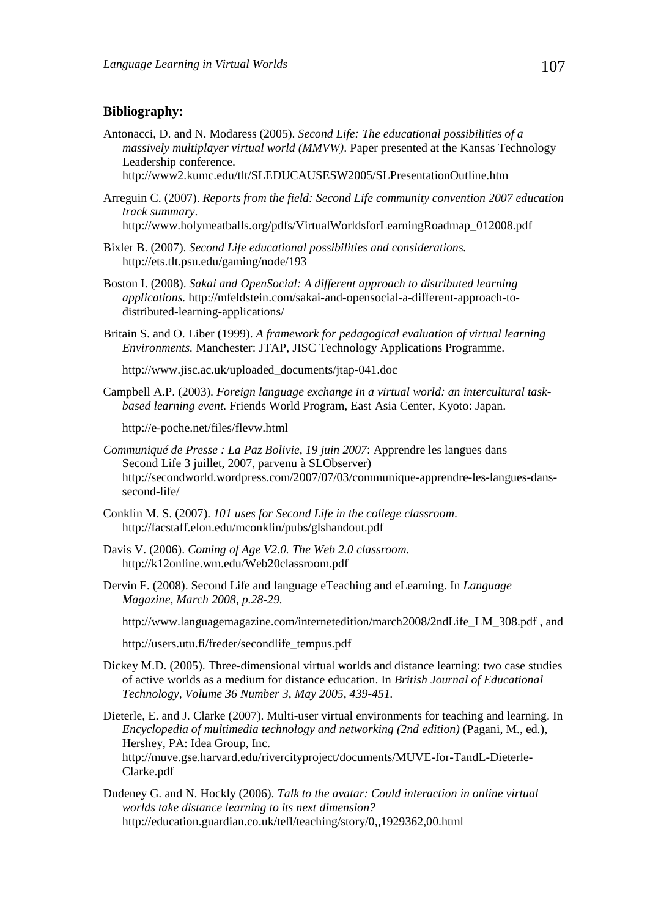**Bibliography:**

Antonacci, D. and N. Modaress (2005). *Second Life: The educational possibilities of a massively multiplayer virtual world (MMVW)*. Paper presented at the Kansas Technology Leadership conference. http://www2.kumc.edu/tlt/SLEDUCAUSESW2005/SLPresentationOutline.htm

Arreguin C. (2007). *Reports from the field: Second Life community convention 2007 education track summary*. http://www.holymeatballs.org/pdfs/VirtualWorldsforLearningRoadmap_012008.pdf

Bixler B. (2007). *Second Life educational possibilities and considerations.* http://ets.tlt.psu.edu/gaming/node/193

Boston I. (2008). *Sakai and OpenSocial: A different approach to distributed learning applications.* http://mfeldstein.com/sakai-and-opensocial-a-different-approach-to-distributed-learning-applications/

Britain S. and O. Liber (1999). *A framework for pedagogical evaluation of virtual learning Environments.* Manchester: JTAP, JISC Technology Applications Programme.

http://www.jisc.ac.uk/uploaded_documents/jtap-041.doc

Campbell A.P. (2003). *Foreign language exchange in a virtual world: an intercultural task-based learning event.* Friends World Program, East Asia Center, Kyoto: Japan.

http://e-poche.net/files/flevw.html

*Communiqué de Presse : La Paz Bolivie, 19 juin 2007*: Apprendre les langues dans Second Life 3 juillet, 2007, parvenu à SLObserver) http://secondworld.wordpress.com/2007/07/03/communique-apprendre-les-langues-dans-second-life/

Conklin M. S. (2007). *101 uses for Second Life in the college classroom*. http://facstaff.elon.edu/mconklin/pubs/glshandout.pdf

Davis V. (2006). *Coming of Age V2.0. The Web 2.0 classroom.* http://k12online.wm.edu/Web20classroom.pdf

Dervin F. (2008). Second Life and language eTeaching and eLearning. In *Language Magazine, March 2008, p.28-29.*

http://www.languagemagazine.com/internetedition/march2008/2ndLife_LM_308.pdf , and

http://users.utu.fi/freder/secondlife_tempus.pdf

Dickey M.D. (2005). Three-dimensional virtual worlds and distance learning: two case studies of active worlds as a medium for distance education. In *British Journal of Educational Technology, Volume 36 Number 3, May 2005, 439-451.*

Dieterle, E. and J. Clarke (2007). Multi-user virtual environments for teaching and learning. In *Encyclopedia of multimedia technology and networking (2nd edition)* (Pagani, M., ed.), Hershey, PA: Idea Group, Inc. http://muve.gse.harvard.edu/rivercityproject/documents/MUVE-for-TandL-Dieterle-Clarke.pdf

Dudeney G. and N. Hockly (2006). *Talk to the avatar: Could interaction in online virtual worlds take distance learning to its next dimension?* http://education.guardian.co.uk/tefl/teaching/story/0,,1929362,00.html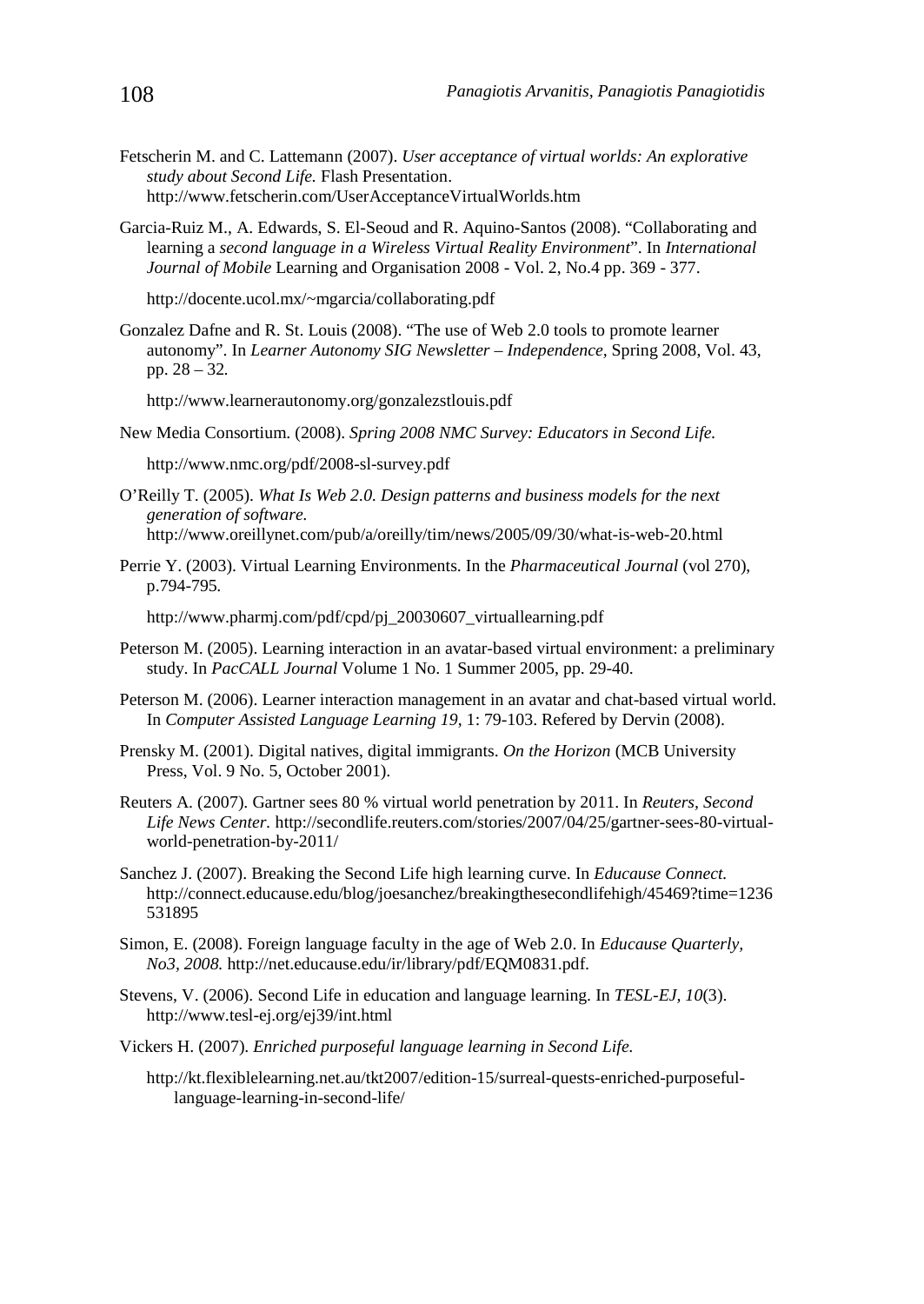Fetscherin M. and C. Lattemann (2007). *User acceptance of virtual worlds: An explorative study about Second Life.* Flash Presentation. http://www.fetscherin.com/UserAcceptanceVirtualWorlds.htm

Garcia-Ruiz M., A. Edwards, S. El-Seoud and R. Aquino-Santos (2008). "Collaborating and learning a *second language in a Wireless Virtual Reality Environment*". In *International Journal of Mobile* Learning and Organisation 2008 - Vol. 2, No.4 pp. 369 - 377.

http://docente.ucol.mx/~mgarcia/collaborating.pdf

Gonzalez Dafne and R. St. Louis (2008). "The use of Web 2.0 tools to promote learner autonomy". In *Learner Autonomy SIG Newsletter – Independence,* Spring 2008, Vol. 43, pp. 28 – 32.

http://www.learnerautonomy.org/gonzalezstlouis.pdf

New Media Consortium. (2008). *Spring 2008 NMC Survey: Educators in Second Life.*

http://www.nmc.org/pdf/2008-sl-survey.pdf

O'Reilly T. (2005). *What Is Web 2.0. Design patterns and business models for the next generation of software.* http://www.oreillynet.com/pub/a/oreilly/tim/news/2005/09/30/what-is-web-20.html

Perrie Y. (2003). Virtual Learning Environments. In the *Pharmaceutical Journal* (vol 270), p.794-795.

http://www.pharmj.com/pdf/cpd/pj_20030607_virtuallearning.pdf

Peterson M. (2005). Learning interaction in an avatar-based virtual environment: a preliminary study. In *PacCALL Journal* Volume 1 No. 1 Summer 2005, pp. 29-40.

Peterson M. (2006). Learner interaction management in an avatar and chat-based virtual world. In *Computer Assisted Language Learning 19*, 1: 79-103. Refered by Dervin (2008).

Prensky M. (2001). Digital natives, digital immigrants. *On the Horizon* (MCB University Press, Vol. 9 No. 5, October 2001).

Reuters A. (2007). Gartner sees 80 % virtual world penetration by 2011. In *Reuters, Second Life News Center.* http://secondlife.reuters.com/stories/2007/04/25/gartner-sees-80-virtual-world-penetration-by-2011/

Sanchez J. (2007). Breaking the Second Life high learning curve. In *Educause Connect.* http://connect.educause.edu/blog/joesanchez/breakingthesecondlifehigh/45469?time=1236531895

Simon, E. (2008). Foreign language faculty in the age of Web 2.0. In *Educause Quarterly, No3, 2008.* http://net.educause.edu/ir/library/pdf/EQM0831.pdf.

Stevens, V. (2006). Second Life in education and language learning. In *TESL-EJ, 10*(3). http://www.tesl-ej.org/ej39/int.html

Vickers H. (2007). *Enriched purposeful language learning in Second Life.*

http://kt.flexiblelearning.net.au/tkt2007/edition-15/surreal-quests-enriched-purposeful-language-learning-in-second-life/